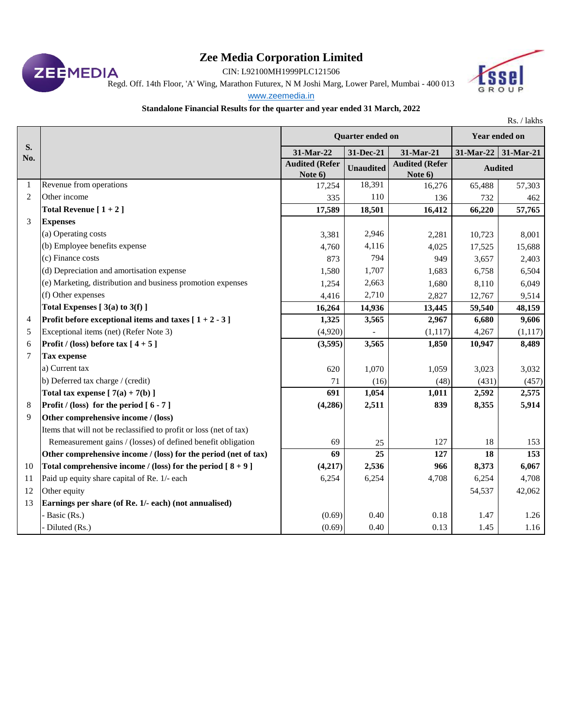# Zee Media Corporation Limited

CIN: L92100MH1999PLC121506

Regd. Off. 14th Floor, 'A' Wing, Marathon Futurex, N M Joshi Marg, Lower Parel, Mumbai - 400 013

www.zeemedia.in

**Standalone Financial Results for the quarter and year ended 31 March, 2022**

Rs. / lakhs

| S. No. | | Quarter ended on | | | Year ended on | |
|---|---|---|---|---|---|---|
| | | 31-Mar-22 | 31-Dec-21 | 31-Mar-21 | 31-Mar-22 | 31-Mar-21 |
| | | Audited (Refer Note 6) | Unaudited | Audited (Refer Note 6) | Audited | |
| 1 | Revenue from operations | 17,254 | 18,391 | 16,276 | 65,488 | 57,303 |
| 2 | Other income | 335 | 110 | 136 | 732 | 462 |
| | **Total Revenue [ 1 + 2 ]** | **17,589** | **18,501** | **16,412** | **66,220** | **57,765** |
| 3 | **Expenses** | | | | | |
| | (a) Operating costs | 3,381 | 2,946 | 2,281 | 10,723 | 8,001 |
| | (b) Employee benefits expense | 4,760 | 4,116 | 4,025 | 17,525 | 15,688 |
| | (c) Finance costs | 873 | 794 | 949 | 3,657 | 2,403 |
| | (d) Depreciation and amortisation expense | 1,580 | 1,707 | 1,683 | 6,758 | 6,504 |
| | (e) Marketing, distribution and business promotion expenses | 1,254 | 2,663 | 1,680 | 8,110 | 6,049 |
| | (f) Other expenses | 4,416 | 2,710 | 2,827 | 12,767 | 9,514 |
| | **Total Expenses [ 3(a) to 3(f) ]** | **16,264** | **14,936** | **13,445** | **59,540** | **48,159** |
| 4 | **Profit before exceptional items and taxes [ 1 + 2 - 3 ]** | **1,325** | **3,565** | **2,967** | **6,680** | **9,606** |
| 5 | Exceptional items (net) (Refer Note 3) | (4,920) | - | (1,117) | 4,267 | (1,117) |
| 6 | **Profit / (loss) before tax [ 4 + 5 ]** | **(3,595)** | **3,565** | **1,850** | **10,947** | **8,489** |
| 7 | **Tax expense** | | | | | |
| | a) Current tax | 620 | 1,070 | 1,059 | 3,023 | 3,032 |
| | b) Deferred tax charge / (credit) | 71 | (16) | (48) | (431) | (457) |
| | **Total tax expense [ 7(a) + 7(b) ]** | **691** | **1,054** | **1,011** | **2,592** | **2,575** |
| 8 | **Profit / (loss) for the period [ 6 - 7 ]** | **(4,286)** | **2,511** | **839** | **8,355** | **5,914** |
| 9 | **Other comprehensive income / (loss)** | | | | | |
| | Items that will not be reclassified to profit or loss (net of tax) | | | | | |
| | Remeasurement gains / (losses) of defined benefit obligation | 69 | 25 | 127 | 18 | 153 |
| | **Other comprehensive income / (loss) for the period (net of tax)** | **69** | **25** | **127** | **18** | **153** |
| 10 | **Total comprehensive income / (loss) for the period [ 8 + 9 ]** | **(4,217)** | **2,536** | **966** | **8,373** | **6,067** |
| 11 | Paid up equity share capital of Re. 1/- each | 6,254 | 6,254 | 4,708 | 6,254 | 4,708 |
| 12 | Other equity | | | | 54,537 | 42,062 |
| 13 | **Earnings per share (of Re. 1/- each) (not annualised)** | | | | | |
| | - Basic (Rs.) | (0.69) | 0.40 | 0.18 | 1.47 | 1.26 |
| | - Diluted (Rs.) | (0.69) | 0.40 | 0.13 | 1.45 | 1.16 |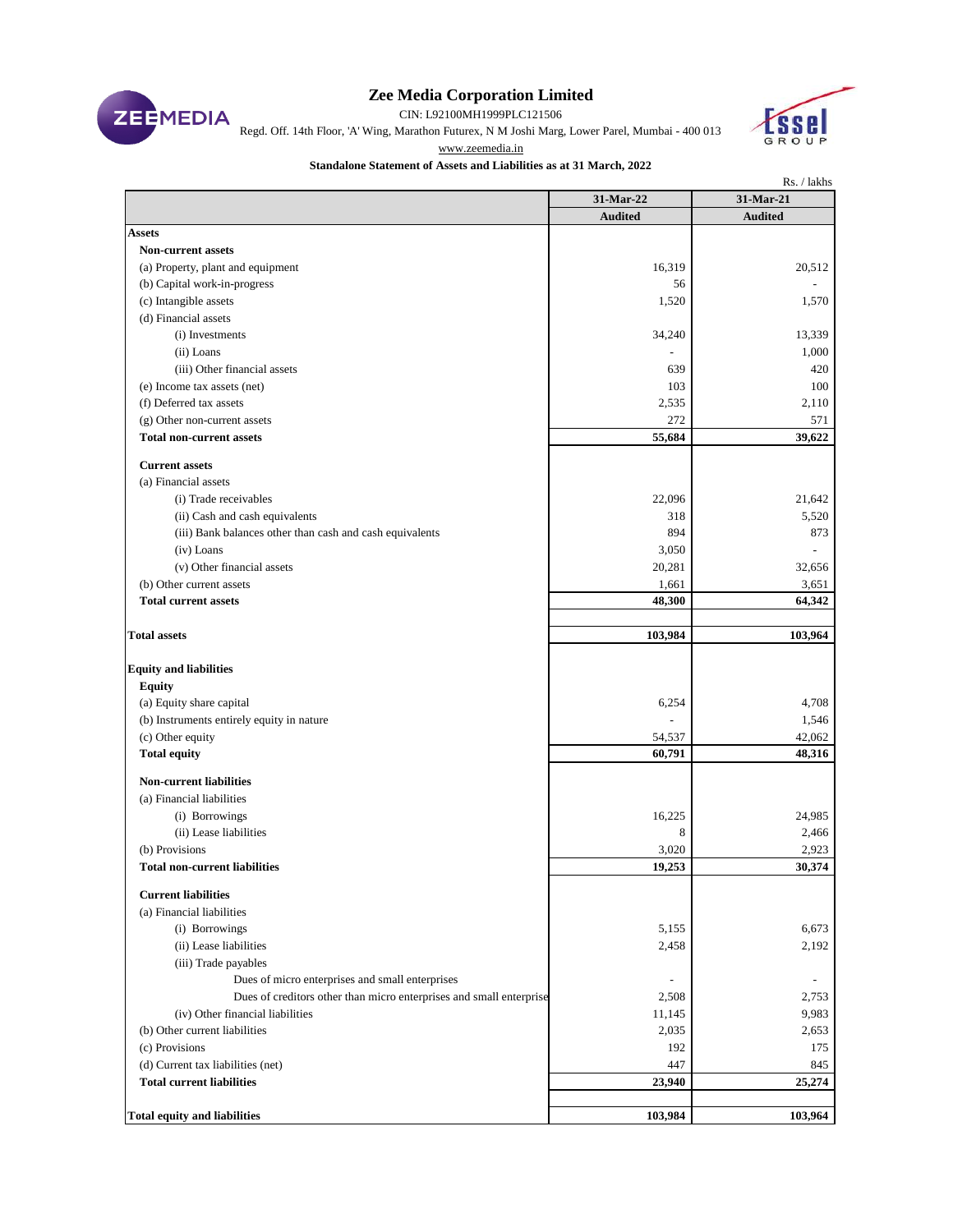# Zee Media Corporation Limited

CIN: L92100MH1999PLC121506

Regd. Off. 14th Floor, 'A' Wing, Marathon Futurex, N M Joshi Marg, Lower Parel, Mumbai - 400 013

www.zeemedia.in

**Standalone Statement of Assets and Liabilities as at 31 March, 2022**

Rs. / lakhs

| | 31-Mar-22 | 31-Mar-21 |
|---|---|---|
| | **Audited** | **Audited** |
| **Assets** | | |
| **Non-current assets** | | |
| (a) Property, plant and equipment | 16,319 | 20,512 |
| (b) Capital work-in-progress | 56 | - |
| (c) Intangible assets | 1,520 | 1,570 |
| (d) Financial assets | | |
| (i) Investments | 34,240 | 13,339 |
| (ii) Loans | - | 1,000 |
| (iii) Other financial assets | 639 | 420 |
| (e) Income tax assets (net) | 103 | 100 |
| (f) Deferred tax assets | 2,535 | 2,110 |
| (g) Other non-current assets | 272 | 571 |
| **Total non-current assets** | **55,684** | **39,622** |
| **Current assets** | | |
| (a) Financial assets | | |
| (i) Trade receivables | 22,096 | 21,642 |
| (ii) Cash and cash equivalents | 318 | 5,520 |
| (iii) Bank balances other than cash and cash equivalents | 894 | 873 |
| (iv) Loans | 3,050 | - |
| (v) Other financial assets | 20,281 | 32,656 |
| (b) Other current assets | 1,661 | 3,651 |
| **Total current assets** | **48,300** | **64,342** |
| **Total assets** | **103,984** | **103,964** |
| **Equity and liabilities** | | |
| **Equity** | | |
| (a) Equity share capital | 6,254 | 4,708 |
| (b) Instruments entirely equity in nature | - | 1,546 |
| (c) Other equity | 54,537 | 42,062 |
| **Total equity** | **60,791** | **48,316** |
| **Non-current liabilities** | | |
| (a) Financial liabilities | | |
| (i) Borrowings | 16,225 | 24,985 |
| (ii) Lease liabilities | 8 | 2,466 |
| (b) Provisions | 3,020 | 2,923 |
| **Total non-current liabilities** | **19,253** | **30,374** |
| **Current liabilities** | | |
| (a) Financial liabilities | | |
| (i) Borrowings | 5,155 | 6,673 |
| (ii) Lease liabilities | 2,458 | 2,192 |
| (iii) Trade payables | | |
| Dues of micro enterprises and small enterprises | - | - |
| Dues of creditors other than micro enterprises and small enterprise | 2,508 | 2,753 |
| (iv) Other financial liabilities | 11,145 | 9,983 |
| (b) Other current liabilities | 2,035 | 2,653 |
| (c) Provisions | 192 | 175 |
| (d) Current tax liabilities (net) | 447 | 845 |
| **Total current liabilities** | **23,940** | **25,274** |
| **Total equity and liabilities** | **103,984** | **103,964** |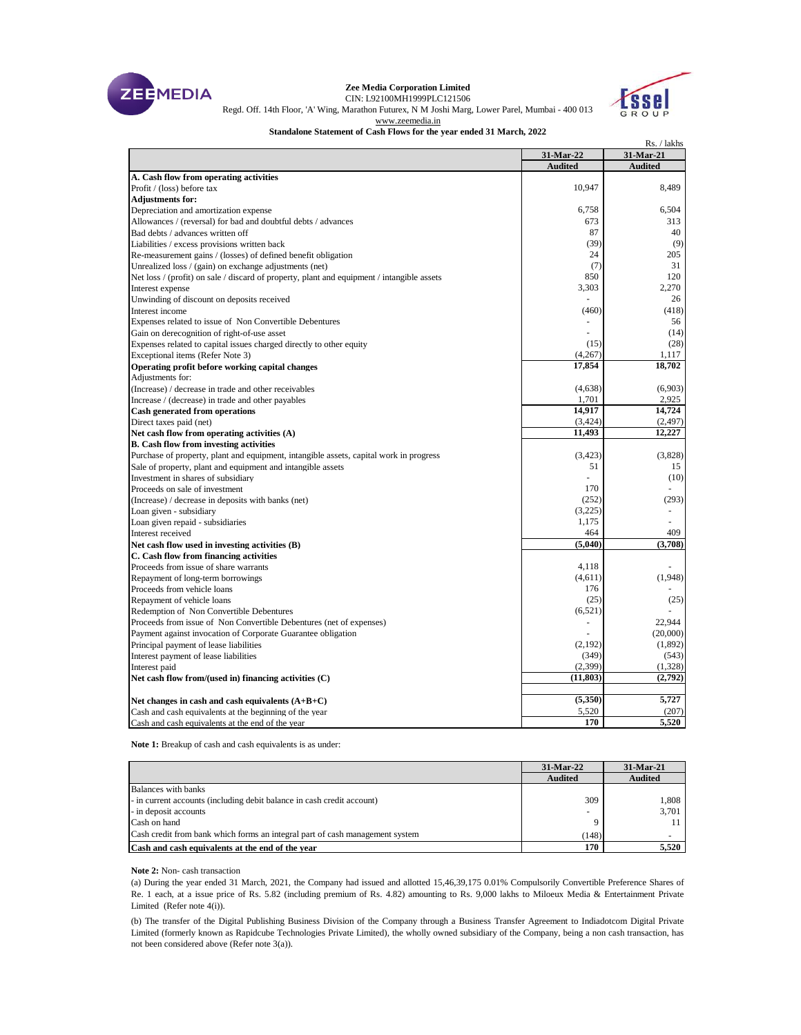**Zee Media Corporation Limited**
CIN: L92100MH1999PLC121506
Regd. Off. 14th Floor, 'A' Wing, Marathon Futurex, N M Joshi Marg, Lower Parel, Mumbai - 400 013
www.zeemedia.in

**Standalone Statement of Cash Flows for the year ended 31 March, 2022**

Rs. / lakhs

| | 31-Mar-22 Audited | 31-Mar-21 Audited |
|---|---|---|
| **A. Cash flow from operating activities** | | |
| Profit / (loss) before tax | 10,947 | 8,489 |
| **Adjustments for:** | | |
| Depreciation and amortization expense | 6,758 | 6,504 |
| Allowances / (reversal) for bad and doubtful debts / advances | 673 | 313 |
| Bad debts / advances written off | 87 | 40 |
| Liabilities / excess provisions written back | (39) | (9) |
| Re-measurement gains / (losses) of defined benefit obligation | 24 | 205 |
| Unrealized loss / (gain) on exchange adjustments (net) | (7) | 31 |
| Net loss / (profit) on sale / discard of property, plant and equipment / intangible assets | 850 | 120 |
| Interest expense | 3,303 | 2,270 |
| Unwinding of discount on deposits received | - | 26 |
| Interest income | (460) | (418) |
| Expenses related to issue of Non Convertible Debentures | - | 56 |
| Gain on derecognition of right-of-use asset | - | (14) |
| Expenses related to capital issues charged directly to other equity | (15) | (28) |
| Exceptional items (Refer Note 3) | (4,267) | 1,117 |
| **Operating profit before working capital changes** | **17,854** | **18,702** |
| Adjustments for: | | |
| (Increase) / decrease in trade and other receivables | (4,638) | (6,903) |
| Increase / (decrease) in trade and other payables | 1,701 | 2,925 |
| **Cash generated from operations** | **14,917** | **14,724** |
| Direct taxes paid (net) | (3,424) | (2,497) |
| **Net cash flow from operating activities (A)** | **11,493** | **12,227** |
| **B. Cash flow from investing activities** | | |
| Purchase of property, plant and equipment, intangible assets, capital work in progress | (3,423) | (3,828) |
| Sale of property, plant and equipment and intangible assets | 51 | 15 |
| Investment in shares of subsidiary | - | (10) |
| Proceeds on sale of investment | 170 | - |
| (Increase) / decrease in deposits with banks (net) | (252) | (293) |
| Loan given - subsidiary | (3,225) | - |
| Loan given repaid - subsidiaries | 1,175 | - |
| Interest received | 464 | 409 |
| **Net cash flow used in investing activities (B)** | **(5,040)** | **(3,708)** |
| **C. Cash flow from financing activities** | | |
| Proceeds from issue of share warrants | 4,118 | - |
| Repayment of long-term borrowings | (4,611) | (1,948) |
| Proceeds from vehicle loans | 176 | - |
| Repayment of vehicle loans | (25) | (25) |
| Redemption of Non Convertible Debentures | (6,521) | - |
| Proceeds from issue of Non Convertible Debentures (net of expenses) | - | 22,944 |
| Payment against invocation of Corporate Guarantee obligation | - | (20,000) |
| Principal payment of lease liabilities | (2,192) | (1,892) |
| Interest payment of lease liabilities | (349) | (543) |
| Interest paid | (2,399) | (1,328) |
| **Net cash flow from/(used in) financing activities (C)** | **(11,803)** | **(2,792)** |
| | | |
| **Net changes in cash and cash equivalents (A+B+C)** | **(5,350)** | **5,727** |
| Cash and cash equivalents at the beginning of the year | 5,520 | (207) |
| Cash and cash equivalents at the end of the year | **170** | **5,520** |

**Note 1:** Breakup of cash and cash equivalents is as under:

| | 31-Mar-22 Audited | 31-Mar-21 Audited |
|---|---|---|
| Balances with banks | | |
| - in current accounts (including debit balance in cash credit account) | 309 | 1,808 |
| - in deposit accounts | - | 3,701 |
| Cash on hand | 9 | 11 |
| Cash credit from bank which forms an integral part of cash management system | (148) | - |
| **Cash and cash equivalents at the end of the year** | **170** | **5,520** |

**Note 2:** Non- cash transaction

(a) During the year ended 31 March, 2021, the Company had issued and allotted 15,46,39,175 0.01% Compulsorily Convertible Preference Shares of Re. 1 each, at a issue price of Rs. 5.82 (including premium of Rs. 4.82) amounting to Rs. 9,000 lakhs to Miloeux Media & Entertainment Private Limited (Refer note 4(i)).

(b) The transfer of the Digital Publishing Business Division of the Company through a Business Transfer Agreement to Indiadotcom Digital Private Limited (formerly known as Rapidcube Technologies Private Limited), the wholly owned subsidiary of the Company, being a non cash transaction, has not been considered above (Refer note 3(a)).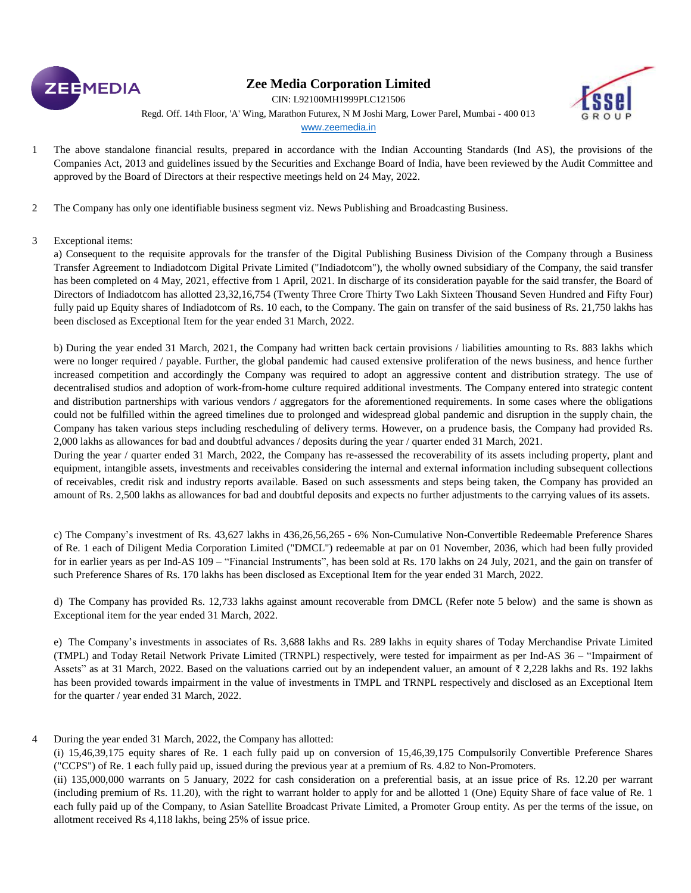# Zee Media Corporation Limited

CIN: L92100MH1999PLC121506

Regd. Off. 14th Floor, 'A' Wing, Marathon Futurex, N M Joshi Marg, Lower Parel, Mumbai - 400 013

www.zeemedia.in

1. The above standalone financial results, prepared in accordance with the Indian Accounting Standards (Ind AS), the provisions of the Companies Act, 2013 and guidelines issued by the Securities and Exchange Board of India, have been reviewed by the Audit Committee and approved by the Board of Directors at their respective meetings held on 24 May, 2022.

2. The Company has only one identifiable business segment viz. News Publishing and Broadcasting Business.

3. Exceptional items:

   a) Consequent to the requisite approvals for the transfer of the Digital Publishing Business Division of the Company through a Business Transfer Agreement to Indiadotcom Digital Private Limited ("Indiadotcom"), the wholly owned subsidiary of the Company, the said transfer has been completed on 4 May, 2021, effective from 1 April, 2021. In discharge of its consideration payable for the said transfer, the Board of Directors of Indiadotcom has allotted 23,32,16,754 (Twenty Three Crore Thirty Two Lakh Sixteen Thousand Seven Hundred and Fifty Four) fully paid up Equity shares of Indiadotcom of Rs. 10 each, to the Company. The gain on transfer of the said business of Rs. 21,750 lakhs has been disclosed as Exceptional Item for the year ended 31 March, 2022.

   b) During the year ended 31 March, 2021, the Company had written back certain provisions / liabilities amounting to Rs. 883 lakhs which were no longer required / payable. Further, the global pandemic had caused extensive proliferation of the news business, and hence further increased competition and accordingly the Company was required to adopt an aggressive content and distribution strategy. The use of decentralised studios and adoption of work-from-home culture required additional investments. The Company entered into strategic content and distribution partnerships with various vendors / aggregators for the aforementioned requirements. In some cases where the obligations could not be fulfilled within the agreed timelines due to prolonged and widespread global pandemic and disruption in the supply chain, the Company has taken various steps including rescheduling of delivery terms. However, on a prudence basis, the Company had provided Rs. 2,000 lakhs as allowances for bad and doubtful advances / deposits during the year / quarter ended 31 March, 2021.
   During the year / quarter ended 31 March, 2022, the Company has re-assessed the recoverability of its assets including property, plant and equipment, intangible assets, investments and receivables considering the internal and external information including subsequent collections of receivables, credit risk and industry reports available. Based on such assessments and steps being taken, the Company has provided an amount of Rs. 2,500 lakhs as allowances for bad and doubtful deposits and expects no further adjustments to the carrying values of its assets.

   c) The Company's investment of Rs. 43,627 lakhs in 436,26,56,265 - 6% Non-Cumulative Non-Convertible Redeemable Preference Shares of Re. 1 each of Diligent Media Corporation Limited ("DMCL") redeemable at par on 01 November, 2036, which had been fully provided for in earlier years as per Ind-AS 109 – "Financial Instruments", has been sold at Rs. 170 lakhs on 24 July, 2021, and the gain on transfer of such Preference Shares of Rs. 170 lakhs has been disclosed as Exceptional Item for the year ended 31 March, 2022.

   d) The Company has provided Rs. 12,733 lakhs against amount recoverable from DMCL (Refer note 5 below) and the same is shown as Exceptional item for the year ended 31 March, 2022.

   e) The Company's investments in associates of Rs. 3,688 lakhs and Rs. 289 lakhs in equity shares of Today Merchandise Private Limited (TMPL) and Today Retail Network Private Limited (TRNPL) respectively, were tested for impairment as per Ind-AS 36 – "Impairment of Assets" as at 31 March, 2022. Based on the valuations carried out by an independent valuer, an amount of ₹ 2,228 lakhs and Rs. 192 lakhs has been provided towards impairment in the value of investments in TMPL and TRNPL respectively and disclosed as an Exceptional Item for the quarter / year ended 31 March, 2022.

4. During the year ended 31 March, 2022, the Company has allotted:

   (i) 15,46,39,175 equity shares of Re. 1 each fully paid up on conversion of 15,46,39,175 Compulsorily Convertible Preference Shares ("CCPS") of Re. 1 each fully paid up, issued during the previous year at a premium of Rs. 4.82 to Non-Promoters.

   (ii) 135,000,000 warrants on 5 January, 2022 for cash consideration on a preferential basis, at an issue price of Rs. 12.20 per warrant (including premium of Rs. 11.20), with the right to warrant holder to apply for and be allotted 1 (One) Equity Share of face value of Re. 1 each fully paid up of the Company, to Asian Satellite Broadcast Private Limited, a Promoter Group entity. As per the terms of the issue, on allotment received Rs 4,118 lakhs, being 25% of issue price.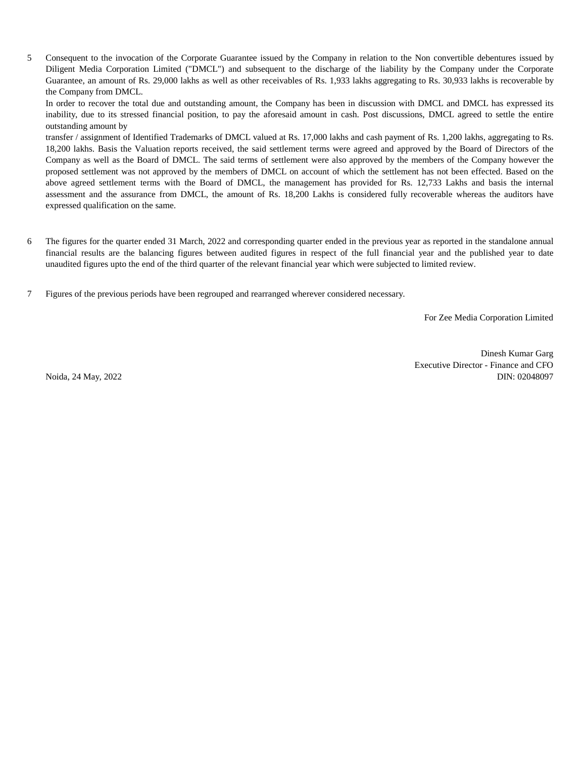5 Consequent to the invocation of the Corporate Guarantee issued by the Company in relation to the Non convertible debentures issued by Diligent Media Corporation Limited ("DMCL") and subsequent to the discharge of the liability by the Company under the Corporate Guarantee, an amount of Rs. 29,000 lakhs as well as other receivables of Rs. 1,933 lakhs aggregating to Rs. 30,933 lakhs is recoverable by the Company from DMCL.

   In order to recover the total due and outstanding amount, the Company has been in discussion with DMCL and DMCL has expressed its inability, due to its stressed financial position, to pay the aforesaid amount in cash. Post discussions, DMCL agreed to settle the entire outstanding amount by

   transfer / assignment of Identified Trademarks of DMCL valued at Rs. 17,000 lakhs and cash payment of Rs. 1,200 lakhs, aggregating to Rs. 18,200 lakhs. Basis the Valuation reports received, the said settlement terms were agreed and approved by the Board of Directors of the Company as well as the Board of DMCL. The said terms of settlement were also approved by the members of the Company however the proposed settlement was not approved by the members of DMCL on account of which the settlement has not been effected. Based on the above agreed settlement terms with the Board of DMCL, the management has provided for Rs. 12,733 Lakhs and basis the internal assessment and the assurance from DMCL, the amount of Rs. 18,200 Lakhs is considered fully recoverable whereas the auditors have expressed qualification on the same.

6 The figures for the quarter ended 31 March, 2022 and corresponding quarter ended in the previous year as reported in the standalone annual financial results are the balancing figures between audited figures in respect of the full financial year and the published year to date unaudited figures upto the end of the third quarter of the relevant financial year which were subjected to limited review.

7 Figures of the previous periods have been regrouped and rearranged wherever considered necessary.

For Zee Media Corporation Limited

Dinesh Kumar Garg
Executive Director - Finance and CFO
DIN: 02048097

Noida, 24 May, 2022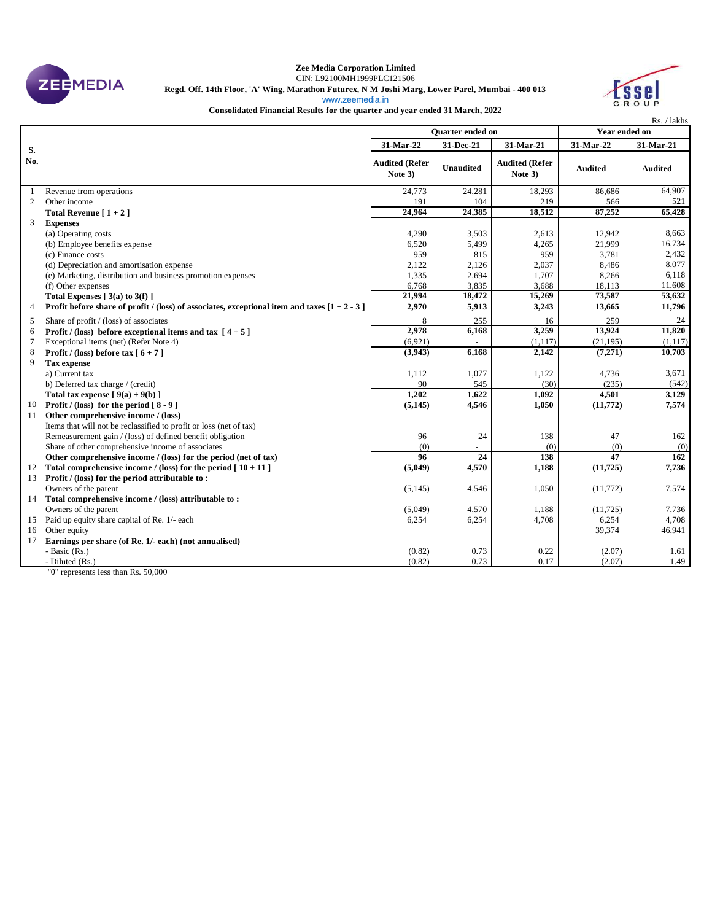**Zee Media Corporation Limited**

CIN: L92100MH1999PLC121506

**Regd. Off. 14th Floor, 'A' Wing, Marathon Futurex, N M Joshi Marg, Lower Parel, Mumbai - 400 013**

www.zeemedia.in

**Consolidated Financial Results for the quarter and year ended 31 March, 2022**

Rs. / lakhs

| S. No. | | Quarter ended on | | | Year ended on | |
|---|---|---|---|---|---|---|
| | | 31-Mar-22 | 31-Dec-21 | 31-Mar-21 | 31-Mar-22 | 31-Mar-21 |
| | | Audited (Refer Note 3) | Unaudited | Audited (Refer Note 3) | Audited | Audited |
| 1 | Revenue from operations | 24,773 | 24,281 | 18,293 | 86,686 | 64,907 |
| 2 | Other income | 191 | 104 | 219 | 566 | 521 |
| | **Total Revenue [ 1 + 2 ]** | **24,964** | **24,385** | **18,512** | **87,252** | **65,428** |
| 3 | **Expenses** | | | | | |
| | (a) Operating costs | 4,290 | 3,503 | 2,613 | 12,942 | 8,663 |
| | (b) Employee benefits expense | 6,520 | 5,499 | 4,265 | 21,999 | 16,734 |
| | (c) Finance costs | 959 | 815 | 959 | 3,781 | 2,432 |
| | (d) Depreciation and amortisation expense | 2,122 | 2,126 | 2,037 | 8,486 | 8,077 |
| | (e) Marketing, distribution and business promotion expenses | 1,335 | 2,694 | 1,707 | 8,266 | 6,118 |
| | (f) Other expenses | 6,768 | 3,835 | 3,688 | 18,113 | 11,608 |
| | **Total Expenses [ 3(a) to 3(f) ]** | **21,994** | **18,472** | **15,269** | **73,587** | **53,632** |
| 4 | **Profit before share of profit / (loss) of associates, exceptional item and taxes [1 + 2 - 3 ]** | **2,970** | **5,913** | **3,243** | **13,665** | **11,796** |
| 5 | Share of profit / (loss) of associates | 8 | 255 | 16 | 259 | 24 |
| 6 | **Profit / (loss) before exceptional items and tax [ 4 + 5 ]** | **2,978** | **6,168** | **3,259** | **13,924** | **11,820** |
| 7 | Exceptional items (net) (Refer Note 4) | (6,921) | - | (1,117) | (21,195) | (1,117) |
| 8 | **Profit / (loss) before tax [ 6 + 7 ]** | **(3,943)** | **6,168** | **2,142** | **(7,271)** | **10,703** |
| 9 | **Tax expense** | | | | | |
| | a) Current tax | 1,112 | 1,077 | 1,122 | 4,736 | 3,671 |
| | b) Deferred tax charge / (credit) | 90 | 545 | (30) | (235) | (542) |
| | **Total tax expense [ 9(a) + 9(b) ]** | **1,202** | **1,622** | **1,092** | **4,501** | **3,129** |
| 10 | **Profit / (loss) for the period [ 8 - 9 ]** | **(5,145)** | **4,546** | **1,050** | **(11,772)** | **7,574** |
| 11 | **Other comprehensive income / (loss)** | | | | | |
| | Items that will not be reclassified to profit or loss (net of tax) | | | | | |
| | Remeasurement gain / (loss) of defined benefit obligation | 96 | 24 | 138 | 47 | 162 |
| | Share of other comprehensive income of associates | (0) | - | (0) | (0) | (0) |
| | **Other comprehensive income / (loss) for the period (net of tax)** | **96** | **24** | **138** | **47** | **162** |
| 12 | **Total comprehensive income / (loss) for the period [ 10 + 11 ]** | **(5,049)** | **4,570** | **1,188** | **(11,725)** | **7,736** |
| 13 | **Profit / (loss) for the period attributable to :** | | | | | |
| | Owners of the parent | (5,145) | 4,546 | 1,050 | (11,772) | 7,574 |
| 14 | **Total comprehensive income / (loss) attributable to :** | | | | | |
| | Owners of the parent | (5,049) | 4,570 | 1,188 | (11,725) | 7,736 |
| 15 | Paid up equity share capital of Re. 1/- each | 6,254 | 6,254 | 4,708 | 6,254 | 4,708 |
| 16 | Other equity | | | | 39,374 | 46,941 |
| 17 | **Earnings per share (of Re. 1/- each) (not annualised)** | | | | | |
| | - Basic (Rs.) | (0.82) | 0.73 | 0.22 | (2.07) | 1.61 |
| | - Diluted (Rs.) | (0.82) | 0.73 | 0.17 | (2.07) | 1.49 |

"0" represents less than Rs. 50,000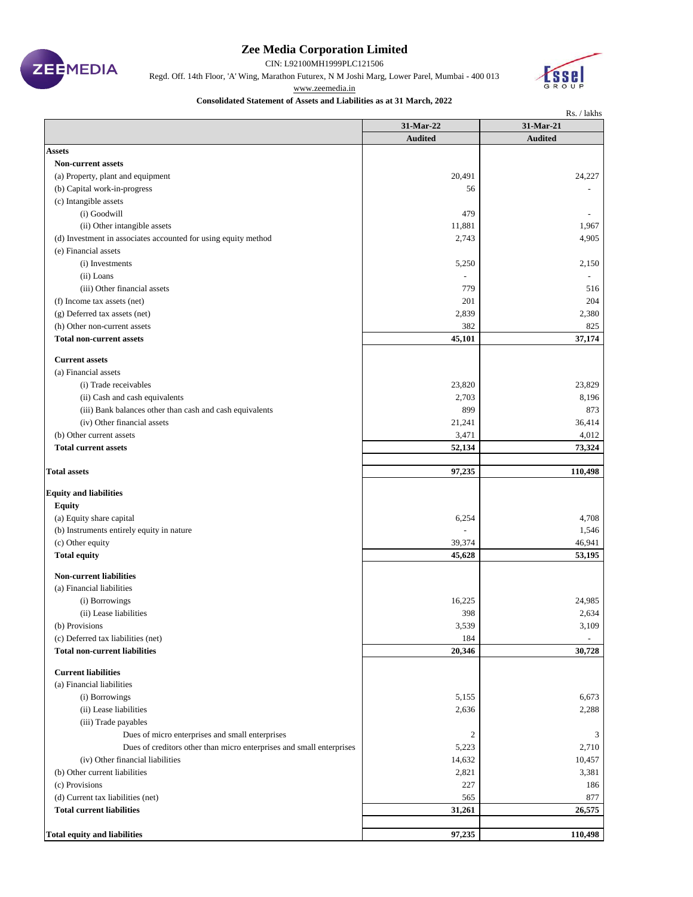# Zee Media Corporation Limited

CIN: L92100MH1999PLC121506

Regd. Off. 14th Floor, 'A' Wing, Marathon Futurex, N M Joshi Marg, Lower Parel, Mumbai - 400 013

www.zeemedia.in

**Consolidated Statement of Assets and Liabilities as at 31 March, 2022**

Rs. / lakhs

| | 31-Mar-22 | 31-Mar-21 |
|---|---|---|
| | **Audited** | **Audited** |
| **Assets** | | |
| **Non-current assets** | | |
| (a) Property, plant and equipment | 20,491 | 24,227 |
| (b) Capital work-in-progress | 56 | - |
| (c) Intangible assets | | |
| (i) Goodwill | 479 | - |
| (ii) Other intangible assets | 11,881 | 1,967 |
| (d) Investment in associates accounted for using equity method | 2,743 | 4,905 |
| (e) Financial assets | | |
| (i) Investments | 5,250 | 2,150 |
| (ii) Loans | - | - |
| (iii) Other financial assets | 779 | 516 |
| (f) Income tax assets (net) | 201 | 204 |
| (g) Deferred tax assets (net) | 2,839 | 2,380 |
| (h) Other non-current assets | 382 | 825 |
| **Total non-current assets** | **45,101** | **37,174** |
| **Current assets** | | |
| (a) Financial assets | | |
| (i) Trade receivables | 23,820 | 23,829 |
| (ii) Cash and cash equivalents | 2,703 | 8,196 |
| (iii) Bank balances other than cash and cash equivalents | 899 | 873 |
| (iv) Other financial assets | 21,241 | 36,414 |
| (b) Other current assets | 3,471 | 4,012 |
| **Total current assets** | **52,134** | **73,324** |
| **Total assets** | **97,235** | **110,498** |
| **Equity and liabilities** | | |
| **Equity** | | |
| (a) Equity share capital | 6,254 | 4,708 |
| (b) Instruments entirely equity in nature | - | 1,546 |
| (c) Other equity | 39,374 | 46,941 |
| **Total equity** | **45,628** | **53,195** |
| **Non-current liabilities** | | |
| (a) Financial liabilities | | |
| (i) Borrowings | 16,225 | 24,985 |
| (ii) Lease liabilities | 398 | 2,634 |
| (b) Provisions | 3,539 | 3,109 |
| (c) Deferred tax liabilities (net) | 184 | - |
| **Total non-current liabilities** | **20,346** | **30,728** |
| **Current liabilities** | | |
| (a) Financial liabilities | | |
| (i) Borrowings | 5,155 | 6,673 |
| (ii) Lease liabilities | 2,636 | 2,288 |
| (iii) Trade payables | | |
| Dues of micro enterprises and small enterprises | 2 | 3 |
| Dues of creditors other than micro enterprises and small enterprises | 5,223 | 2,710 |
| (iv) Other financial liabilities | 14,632 | 10,457 |
| (b) Other current liabilities | 2,821 | 3,381 |
| (c) Provisions | 227 | 186 |
| (d) Current tax liabilities (net) | 565 | 877 |
| **Total current liabilities** | **31,261** | **26,575** |
| **Total equity and liabilities** | **97,235** | **110,498** |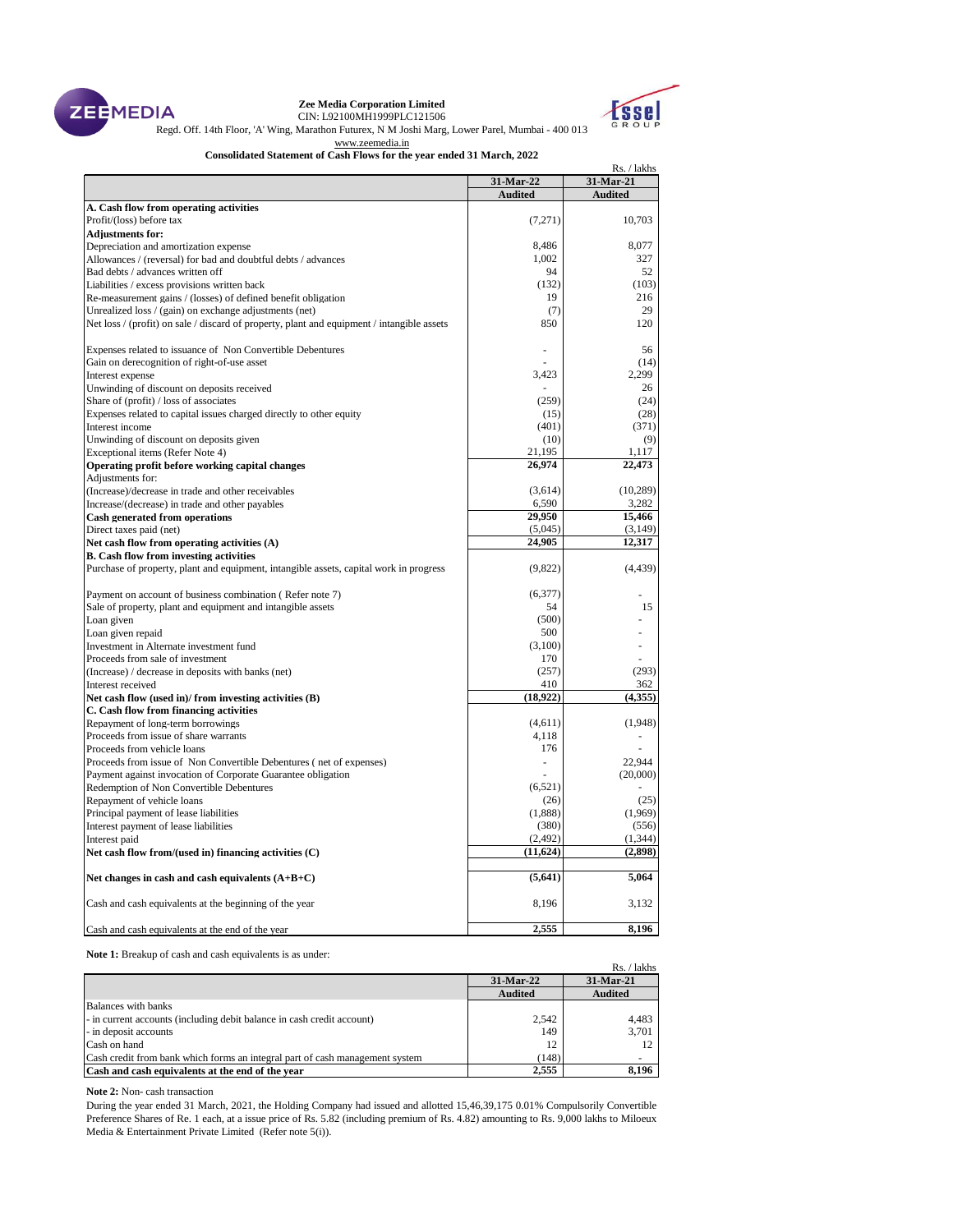**Zee Media Corporation Limited**
CIN: L92100MH1999PLC121506
Regd. Off. 14th Floor, 'A' Wing, Marathon Futurex, N M Joshi Marg, Lower Parel, Mumbai - 400 013
www.zeemedia.in

**Consolidated Statement of Cash Flows for the year ended 31 March, 2022**

Rs. / lakhs

| | 31-Mar-22 Audited | 31-Mar-21 Audited |
|---|---|---|
| **A. Cash flow from operating activities** | | |
| Profit/(loss) before tax | (7,271) | 10,703 |
| **Adjustments for:** | | |
| Depreciation and amortization expense | 8,486 | 8,077 |
| Allowances / (reversal) for bad and doubtful debts / advances | 1,002 | 327 |
| Bad debts / advances written off | 94 | 52 |
| Liabilities / excess provisions written back | (132) | (103) |
| Re-measurement gains / (losses) of defined benefit obligation | 19 | 216 |
| Unrealized loss / (gain) on exchange adjustments (net) | (7) | 29 |
| Net loss / (profit) on sale / discard of property, plant and equipment / intangible assets | 850 | 120 |
| Expenses related to issuance of Non Convertible Debentures | - | 56 |
| Gain on derecognition of right-of-use asset | - | (14) |
| Interest expense | 3,423 | 2,299 |
| Unwinding of discount on deposits received | - | 26 |
| Share of (profit) / loss of associates | (259) | (24) |
| Expenses related to capital issues charged directly to other equity | (15) | (28) |
| Interest income | (401) | (371) |
| Unwinding of discount on deposits given | (10) | (9) |
| Exceptional items (Refer Note 4) | 21,195 | 1,117 |
| **Operating profit before working capital changes** | **26,974** | **22,473** |
| Adjustments for: | | |
| (Increase)/decrease in trade and other receivables | (3,614) | (10,289) |
| Increase/(decrease) in trade and other payables | 6,590 | 3,282 |
| **Cash generated from operations** | **29,950** | **15,466** |
| Direct taxes paid (net) | (5,045) | (3,149) |
| **Net cash flow from operating activities (A)** | **24,905** | **12,317** |
| **B. Cash flow from investing activities** | | |
| Purchase of property, plant and equipment, intangible assets, capital work in progress | (9,822) | (4,439) |
| Payment on account of business combination ( Refer note 7) | (6,377) | - |
| Sale of property, plant and equipment and intangible assets | 54 | 15 |
| Loan given | (500) | - |
| Loan given repaid | 500 | - |
| Investment in Alternate investment fund | (3,100) | - |
| Proceeds from sale of investment | 170 | - |
| (Increase) / decrease in deposits with banks (net) | (257) | (293) |
| Interest received | 410 | 362 |
| **Net cash flow (used in)/ from investing activities (B)** | **(18,922)** | **(4,355)** |
| **C. Cash flow from financing activities** | | |
| Repayment of long-term borrowings | (4,611) | (1,948) |
| Proceeds from issue of share warrants | 4,118 | - |
| Proceeds from vehicle loans | 176 | - |
| Proceeds from issue of Non Convertible Debentures ( net of expenses) | - | 22,944 |
| Payment against invocation of Corporate Guarantee obligation | - | (20,000) |
| Redemption of Non Convertible Debentures | (6,521) | - |
| Repayment of vehicle loans | (26) | (25) |
| Principal payment of lease liabilities | (1,888) | (1,969) |
| Interest payment of lease liabilities | (380) | (556) |
| Interest paid | (2,492) | (1,344) |
| **Net cash flow from/(used in) financing activities (C)** | **(11,624)** | **(2,898)** |
| **Net changes in cash and cash equivalents (A+B+C)** | **(5,641)** | **5,064** |
| Cash and cash equivalents at the beginning of the year | 8,196 | 3,132 |
| Cash and cash equivalents at the end of the year | **2,555** | **8,196** |

**Note 1:** Breakup of cash and cash equivalents is as under:

Rs. / lakhs

| | 31-Mar-22 Audited | 31-Mar-21 Audited |
|---|---|---|
| Balances with banks | | |
| - in current accounts (including debit balance in cash credit account) | 2,542 | 4,483 |
| - in deposit accounts | 149 | 3,701 |
| Cash on hand | 12 | 12 |
| Cash credit from bank which forms an integral part of cash management system | (148) | - |
| **Cash and cash equivalents at the end of the year** | **2,555** | **8,196** |

**Note 2:** Non- cash transaction

During the year ended 31 March, 2021, the Holding Company had issued and allotted 15,46,39,175 0.01% Compulsorily Convertible Preference Shares of Re. 1 each, at a issue price of Rs. 5.82 (including premium of Rs. 4.82) amounting to Rs. 9,000 lakhs to Miloeux Media & Entertainment Private Limited (Refer note 5(i)).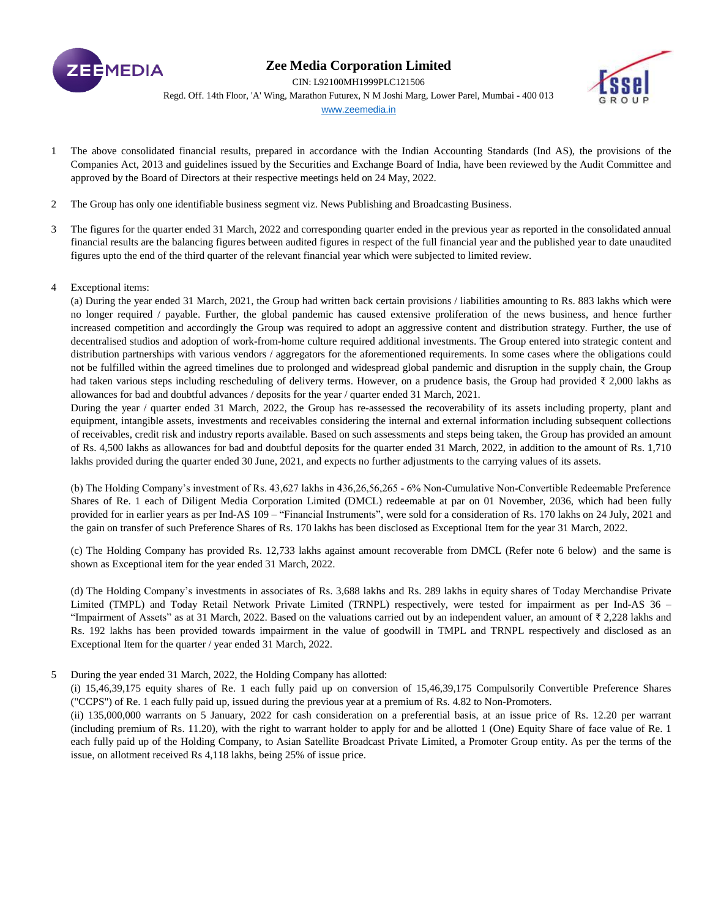# Zee Media Corporation Limited

CIN: L92100MH1999PLC121506

Regd. Off. 14th Floor, 'A' Wing, Marathon Futurex, N M Joshi Marg, Lower Parel, Mumbai - 400 013

www.zeemedia.in

1. The above consolidated financial results, prepared in accordance with the Indian Accounting Standards (Ind AS), the provisions of the Companies Act, 2013 and guidelines issued by the Securities and Exchange Board of India, have been reviewed by the Audit Committee and approved by the Board of Directors at their respective meetings held on 24 May, 2022.

2. The Group has only one identifiable business segment viz. News Publishing and Broadcasting Business.

3. The figures for the quarter ended 31 March, 2022 and corresponding quarter ended in the previous year as reported in the consolidated annual financial results are the balancing figures between audited figures in respect of the full financial year and the published year to date unaudited figures upto the end of the third quarter of the relevant financial year which were subjected to limited review.

4. Exceptional items:

   (a) During the year ended 31 March, 2021, the Group had written back certain provisions / liabilities amounting to Rs. 883 lakhs which were no longer required / payable. Further, the global pandemic has caused extensive proliferation of the news business, and hence further increased competition and accordingly the Group was required to adopt an aggressive content and distribution strategy. Further, the use of decentralised studios and adoption of work-from-home culture required additional investments. The Group entered into strategic content and distribution partnerships with various vendors / aggregators for the aforementioned requirements. In some cases where the obligations could not be fulfilled within the agreed timelines due to prolonged and widespread global pandemic and disruption in the supply chain, the Group had taken various steps including rescheduling of delivery terms. However, on a prudence basis, the Group had provided ₹ 2,000 lakhs as allowances for bad and doubtful advances / deposits for the year / quarter ended 31 March, 2021.

   During the year / quarter ended 31 March, 2022, the Group has re-assessed the recoverability of its assets including property, plant and equipment, intangible assets, investments and receivables considering the internal and external information including subsequent collections of receivables, credit risk and industry reports available. Based on such assessments and steps being taken, the Group has provided an amount of Rs. 4,500 lakhs as allowances for bad and doubtful deposits for the quarter ended 31 March, 2022, in addition to the amount of Rs. 1,710 lakhs provided during the quarter ended 30 June, 2021, and expects no further adjustments to the carrying values of its assets.

   (b) The Holding Company's investment of Rs. 43,627 lakhs in 436,26,56,265 - 6% Non-Cumulative Non-Convertible Redeemable Preference Shares of Re. 1 each of Diligent Media Corporation Limited (DMCL) redeemable at par on 01 November, 2036, which had been fully provided for in earlier years as per Ind-AS 109 – "Financial Instruments", were sold for a consideration of Rs. 170 lakhs on 24 July, 2021 and the gain on transfer of such Preference Shares of Rs. 170 lakhs has been disclosed as Exceptional Item for the year 31 March, 2022.

   (c) The Holding Company has provided Rs. 12,733 lakhs against amount recoverable from DMCL (Refer note 6 below) and the same is shown as Exceptional item for the year ended 31 March, 2022.

   (d) The Holding Company's investments in associates of Rs. 3,688 lakhs and Rs. 289 lakhs in equity shares of Today Merchandise Private Limited (TMPL) and Today Retail Network Private Limited (TRNPL) respectively, were tested for impairment as per Ind-AS 36 – "Impairment of Assets" as at 31 March, 2022. Based on the valuations carried out by an independent valuer, an amount of ₹ 2,228 lakhs and Rs. 192 lakhs has been provided towards impairment in the value of goodwill in TMPL and TRNPL respectively and disclosed as an Exceptional Item for the quarter / year ended 31 March, 2022.

5. During the year ended 31 March, 2022, the Holding Company has allotted:

   (i) 15,46,39,175 equity shares of Re. 1 each fully paid up on conversion of 15,46,39,175 Compulsorily Convertible Preference Shares ("CCPS") of Re. 1 each fully paid up, issued during the previous year at a premium of Rs. 4.82 to Non-Promoters.

   (ii) 135,000,000 warrants on 5 January, 2022 for cash consideration on a preferential basis, at an issue price of Rs. 12.20 per warrant (including premium of Rs. 11.20), with the right to warrant holder to apply for and be allotted 1 (One) Equity Share of face value of Re. 1 each fully paid up of the Holding Company, to Asian Satellite Broadcast Private Limited, a Promoter Group entity. As per the terms of the issue, on allotment received Rs 4,118 lakhs, being 25% of issue price.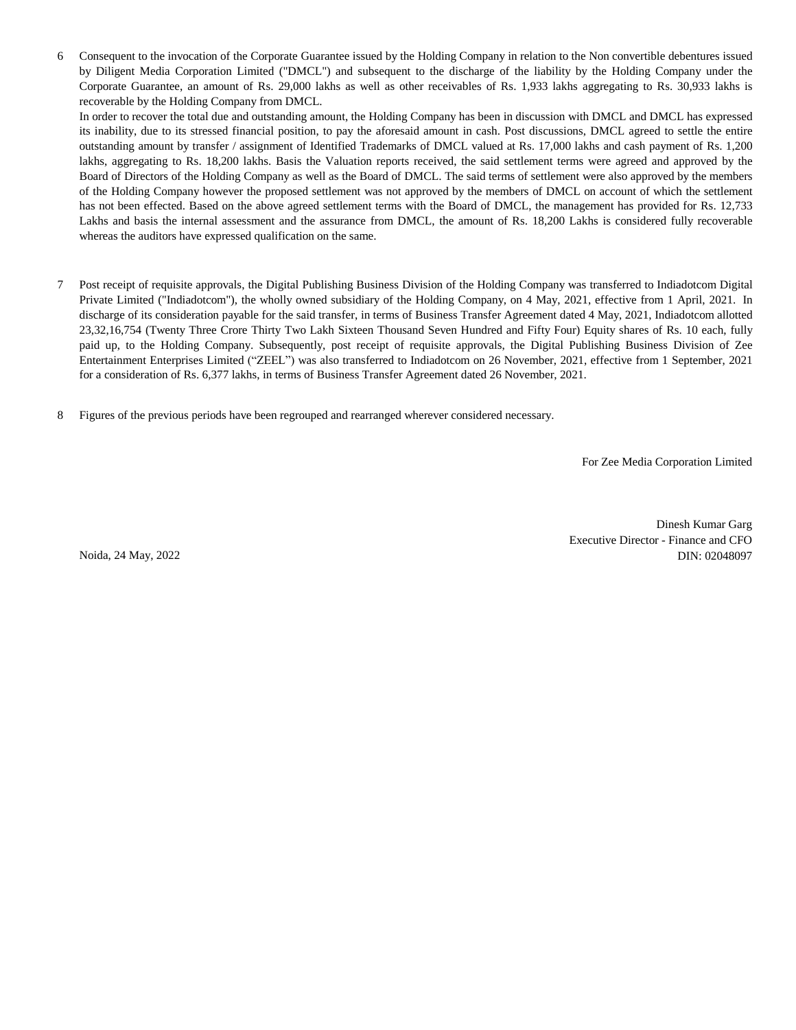6. Consequent to the invocation of the Corporate Guarantee issued by the Holding Company in relation to the Non convertible debentures issued by Diligent Media Corporation Limited ("DMCL") and subsequent to the discharge of the liability by the Holding Company under the Corporate Guarantee, an amount of Rs. 29,000 lakhs as well as other receivables of Rs. 1,933 lakhs aggregating to Rs. 30,933 lakhs is recoverable by the Holding Company from DMCL.
   In order to recover the total due and outstanding amount, the Holding Company has been in discussion with DMCL and DMCL has expressed its inability, due to its stressed financial position, to pay the aforesaid amount in cash. Post discussions, DMCL agreed to settle the entire outstanding amount by transfer / assignment of Identified Trademarks of DMCL valued at Rs. 17,000 lakhs and cash payment of Rs. 1,200 lakhs, aggregating to Rs. 18,200 lakhs. Basis the Valuation reports received, the said settlement terms were agreed and approved by the Board of Directors of the Holding Company as well as the Board of DMCL. The said terms of settlement were also approved by the members of the Holding Company however the proposed settlement was not approved by the members of DMCL on account of which the settlement has not been effected. Based on the above agreed settlement terms with the Board of DMCL, the management has provided for Rs. 12,733 Lakhs and basis the internal assessment and the assurance from DMCL, the amount of Rs. 18,200 Lakhs is considered fully recoverable whereas the auditors have expressed qualification on the same.

7. Post receipt of requisite approvals, the Digital Publishing Business Division of the Holding Company was transferred to Indiadotcom Digital Private Limited ("Indiadotcom"), the wholly owned subsidiary of the Holding Company, on 4 May, 2021, effective from 1 April, 2021. In discharge of its consideration payable for the said transfer, in terms of Business Transfer Agreement dated 4 May, 2021, Indiadotcom allotted 23,32,16,754 (Twenty Three Crore Thirty Two Lakh Sixteen Thousand Seven Hundred and Fifty Four) Equity shares of Rs. 10 each, fully paid up, to the Holding Company. Subsequently, post receipt of requisite approvals, the Digital Publishing Business Division of Zee Entertainment Enterprises Limited ("ZEEL") was also transferred to Indiadotcom on 26 November, 2021, effective from 1 September, 2021 for a consideration of Rs. 6,377 lakhs, in terms of Business Transfer Agreement dated 26 November, 2021.

8. Figures of the previous periods have been regrouped and rearranged wherever considered necessary.

For Zee Media Corporation Limited

Dinesh Kumar Garg
Executive Director - Finance and CFO
DIN: 02048097

Noida, 24 May, 2022